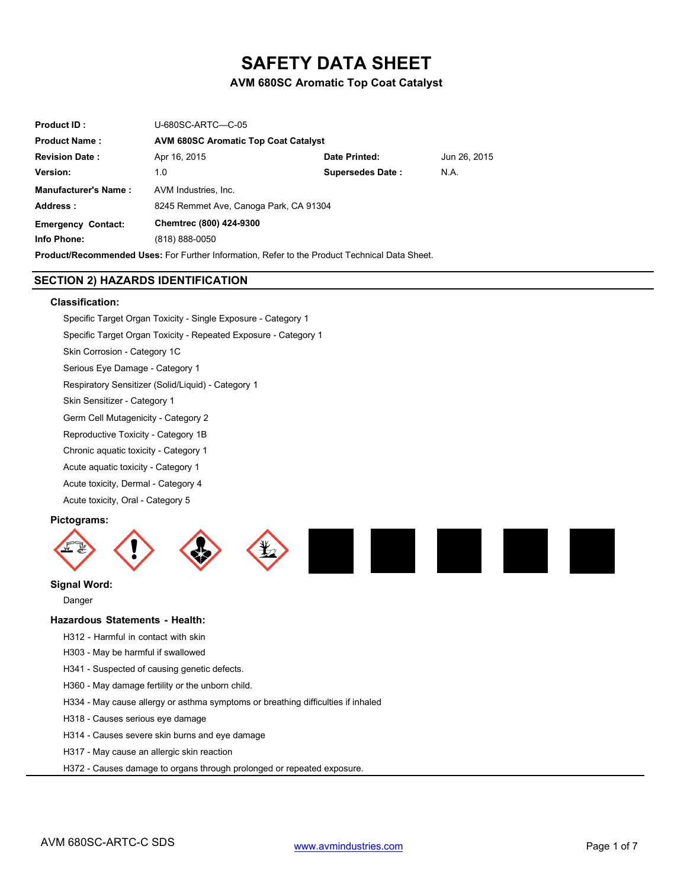# SAFETY DATA SHEET

## AVM 680SC Aromatic Top Coat Catalyst

| | | | |
|---|---|---|---|
| **Product ID :** | U-680SC-ARTC—C-05 | | |
| **Product Name :** | **AVM 680SC Aromatic Top Coat Catalyst** | | |
| **Revision Date :** | Apr 16, 2015 | **Date Printed:** | Jun 26, 2015 |
| **Version:** | 1.0 | **Supersedes Date :** | N.A. |
| **Manufacturer's Name :** | AVM Industries, Inc. | | |
| **Address :** | 8245 Remmet Ave, Canoga Park, CA 91304 | | |
| **Emergency Contact:** | **Chemtrec (800) 424-9300** | | |
| **Info Phone:** | (818) 888-0050 | | |

**Product/Recommended Uses:** For Further Information, Refer to the Product Technical Data Sheet.

## SECTION 2) HAZARDS IDENTIFICATION

### Classification:

Specific Target Organ Toxicity - Single Exposure - Category 1

Specific Target Organ Toxicity - Repeated Exposure - Category 1

Skin Corrosion - Category 1C

Serious Eye Damage - Category 1

Respiratory Sensitizer (Solid/Liquid) - Category 1

Skin Sensitizer - Category 1

Germ Cell Mutagenicity - Category 2

Reproductive Toxicity - Category 1B

Chronic aquatic toxicity - Category 1

Acute aquatic toxicity - Category 1

Acute toxicity, Dermal - Category 4

Acute toxicity, Oral - Category 5

### Pictograms:

### Signal Word:

Danger

### Hazardous Statements - Health:

H312 - Harmful in contact with skin

H303 - May be harmful if swallowed

H341 - Suspected of causing genetic defects.

H360 - May damage fertility or the unborn child.

H334 - May cause allergy or asthma symptoms or breathing difficulties if inhaled

H318 - Causes serious eye damage

H314 - Causes severe skin burns and eye damage

H317 - May cause an allergic skin reaction

H372 - Causes damage to organs through prolonged or repeated exposure.

AVM 680SC-ARTC-C SDS

www.avmindustries.com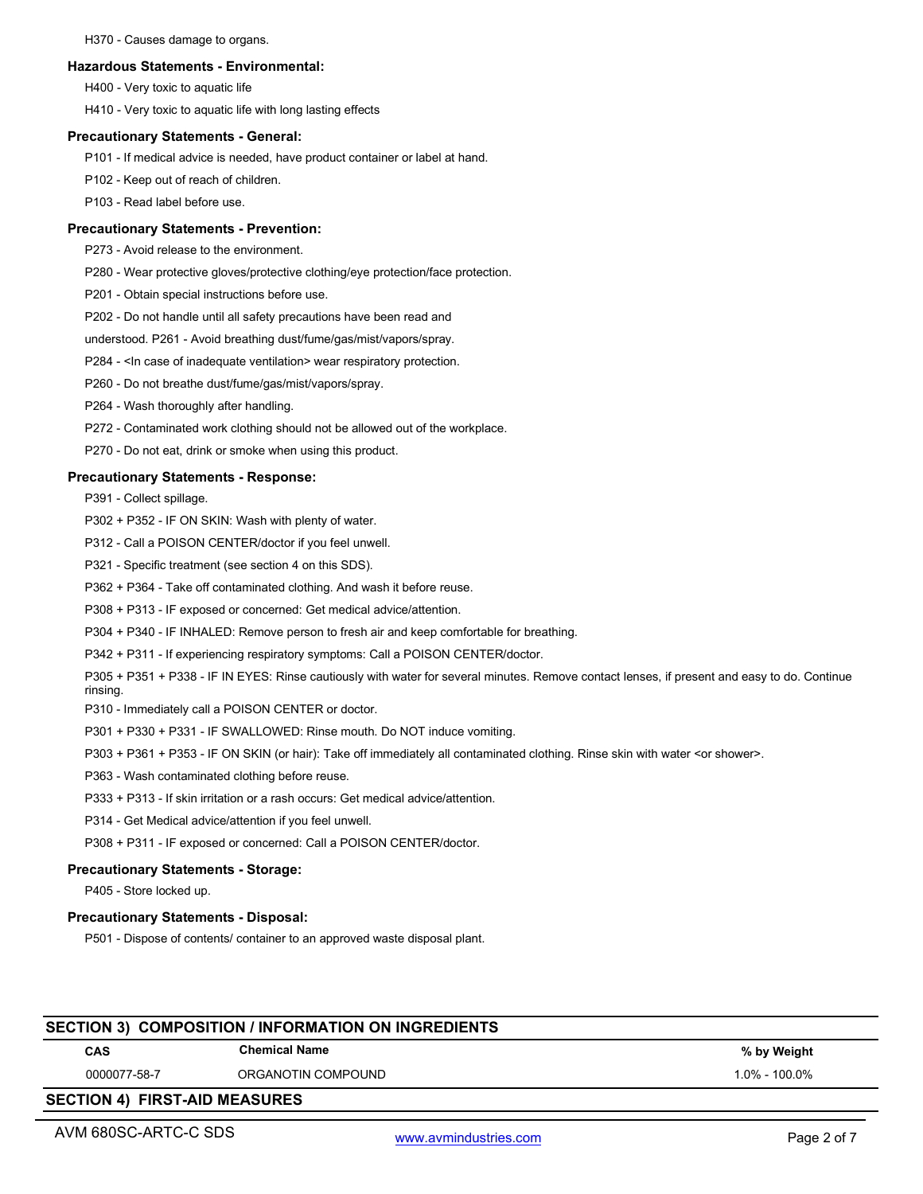H370 - Causes damage to organs.

**Hazardous Statements - Environmental:**

H400 - Very toxic to aquatic life

H410 - Very toxic to aquatic life with long lasting effects

**Precautionary Statements - General:**

P101 - If medical advice is needed, have product container or label at hand.

P102 - Keep out of reach of children.

P103 - Read label before use.

**Precautionary Statements - Prevention:**

P273 - Avoid release to the environment.

P280 - Wear protective gloves/protective clothing/eye protection/face protection.

P201 - Obtain special instructions before use.

P202 - Do not handle until all safety precautions have been read and

understood. P261 - Avoid breathing dust/fume/gas/mist/vapors/spray.

P284 - <In case of inadequate ventilation> wear respiratory protection.

P260 - Do not breathe dust/fume/gas/mist/vapors/spray.

P264 - Wash thoroughly after handling.

P272 - Contaminated work clothing should not be allowed out of the workplace.

P270 - Do not eat, drink or smoke when using this product.

**Precautionary Statements - Response:**

P391 - Collect spillage.

P302 + P352 - IF ON SKIN: Wash with plenty of water.

P312 - Call a POISON CENTER/doctor if you feel unwell.

P321 - Specific treatment (see section 4 on this SDS).

P362 + P364 - Take off contaminated clothing. And wash it before reuse.

P308 + P313 - IF exposed or concerned: Get medical advice/attention.

P304 + P340 - IF INHALED: Remove person to fresh air and keep comfortable for breathing.

P342 + P311 - If experiencing respiratory symptoms: Call a POISON CENTER/doctor.

P305 + P351 + P338 - IF IN EYES: Rinse cautiously with water for several minutes. Remove contact lenses, if present and easy to do. Continue rinsing.

P310 - Immediately call a POISON CENTER or doctor.

P301 + P330 + P331 - IF SWALLOWED: Rinse mouth. Do NOT induce vomiting.

P303 + P361 + P353 - IF ON SKIN (or hair): Take off immediately all contaminated clothing. Rinse skin with water <or shower>.

P363 - Wash contaminated clothing before reuse.

P333 + P313 - If skin irritation or a rash occurs: Get medical advice/attention.

P314 - Get Medical advice/attention if you feel unwell.

P308 + P311 - IF exposed or concerned: Call a POISON CENTER/doctor.

**Precautionary Statements - Storage:**

P405 - Store locked up.

**Precautionary Statements - Disposal:**

P501 - Dispose of contents/ container to an approved waste disposal plant.

## SECTION 3) COMPOSITION / INFORMATION ON INGREDIENTS

| CAS | Chemical Name | % by Weight |
|---|---|---|
| 0000077-58-7 | ORGANOTIN COMPOUND | 1.0% - 100.0% |

## SECTION 4) FIRST-AID MEASURES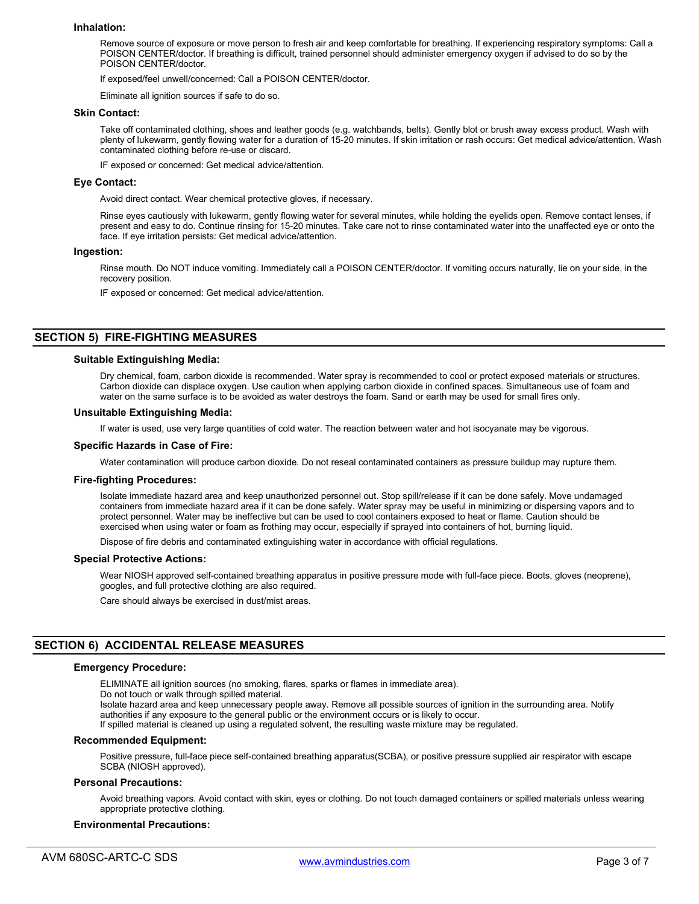### Inhalation:

Remove source of exposure or move person to fresh air and keep comfortable for breathing. If experiencing respiratory symptoms: Call a POISON CENTER/doctor. If breathing is difficult, trained personnel should administer emergency oxygen if advised to do so by the POISON CENTER/doctor.

If exposed/feel unwell/concerned: Call a POISON CENTER/doctor.

Eliminate all ignition sources if safe to do so.

### Skin Contact:

Take off contaminated clothing, shoes and leather goods (e.g. watchbands, belts). Gently blot or brush away excess product. Wash with plenty of lukewarm, gently flowing water for a duration of 15-20 minutes. If skin irritation or rash occurs: Get medical advice/attention. Wash contaminated clothing before re-use or discard.

IF exposed or concerned: Get medical advice/attention.

### Eye Contact:

Avoid direct contact. Wear chemical protective gloves, if necessary.

Rinse eyes cautiously with lukewarm, gently flowing water for several minutes, while holding the eyelids open. Remove contact lenses, if present and easy to do. Continue rinsing for 15-20 minutes. Take care not to rinse contaminated water into the unaffected eye or onto the face. If eye irritation persists: Get medical advice/attention.

### Ingestion:

Rinse mouth. Do NOT induce vomiting. Immediately call a POISON CENTER/doctor. If vomiting occurs naturally, lie on your side, in the recovery position.

IF exposed or concerned: Get medical advice/attention.

## SECTION 5) FIRE-FIGHTING MEASURES

### Suitable Extinguishing Media:

Dry chemical, foam, carbon dioxide is recommended. Water spray is recommended to cool or protect exposed materials or structures. Carbon dioxide can displace oxygen. Use caution when applying carbon dioxide in confined spaces. Simultaneous use of foam and water on the same surface is to be avoided as water destroys the foam. Sand or earth may be used for small fires only.

### Unsuitable Extinguishing Media:

If water is used, use very large quantities of cold water. The reaction between water and hot isocyanate may be vigorous.

### Specific Hazards in Case of Fire:

Water contamination will produce carbon dioxide. Do not reseal contaminated containers as pressure buildup may rupture them.

### Fire-fighting Procedures:

Isolate immediate hazard area and keep unauthorized personnel out. Stop spill/release if it can be done safely. Move undamaged containers from immediate hazard area if it can be done safely. Water spray may be useful in minimizing or dispersing vapors and to protect personnel. Water may be ineffective but can be used to cool containers exposed to heat or flame. Caution should be exercised when using water or foam as frothing may occur, especially if sprayed into containers of hot, burning liquid.

Dispose of fire debris and contaminated extinguishing water in accordance with official regulations.

### Special Protective Actions:

Wear NIOSH approved self-contained breathing apparatus in positive pressure mode with full-face piece. Boots, gloves (neoprene), googles, and full protective clothing are also required.

Care should always be exercised in dust/mist areas.

## SECTION 6) ACCIDENTAL RELEASE MEASURES

### Emergency Procedure:

ELIMINATE all ignition sources (no smoking, flares, sparks or flames in immediate area).
Do not touch or walk through spilled material.
Isolate hazard area and keep unnecessary people away. Remove all possible sources of ignition in the surrounding area. Notify authorities if any exposure to the general public or the environment occurs or is likely to occur.
If spilled material is cleaned up using a regulated solvent, the resulting waste mixture may be regulated.

### Recommended Equipment:

Positive pressure, full-face piece self-contained breathing apparatus(SCBA), or positive pressure supplied air respirator with escape SCBA (NIOSH approved).

### Personal Precautions:

Avoid breathing vapors. Avoid contact with skin, eyes or clothing. Do not touch damaged containers or spilled materials unless wearing appropriate protective clothing.

### Environmental Precautions: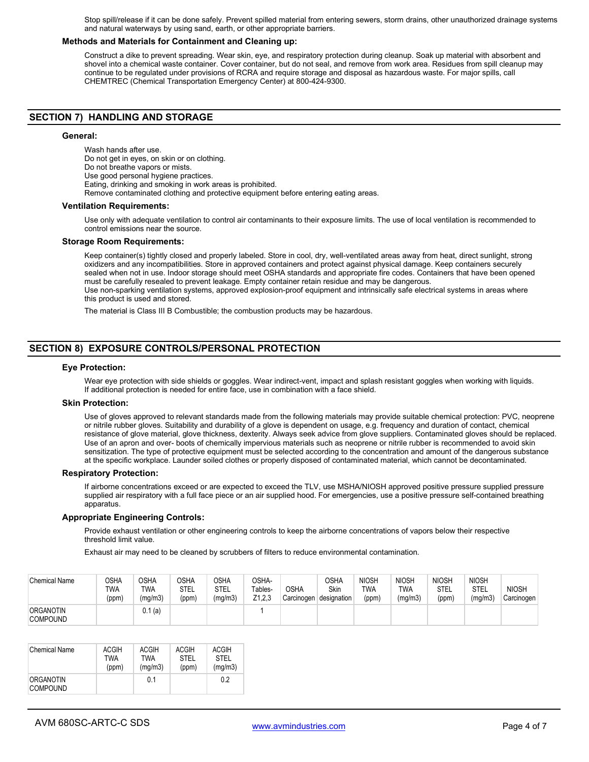Stop spill/release if it can be done safely. Prevent spilled material from entering sewers, storm drains, other unauthorized drainage systems and natural waterways by using sand, earth, or other appropriate barriers.

**Methods and Materials for Containment and Cleaning up:**

Construct a dike to prevent spreading. Wear skin, eye, and respiratory protection during cleanup. Soak up material with absorbent and shovel into a chemical waste container. Cover container, but do not seal, and remove from work area. Residues from spill cleanup may continue to be regulated under provisions of RCRA and require storage and disposal as hazardous waste. For major spills, call CHEMTREC (Chemical Transportation Emergency Center) at 800-424-9300.

## SECTION 7) HANDLING AND STORAGE

**General:**

Wash hands after use.
Do not get in eyes, on skin or on clothing.
Do not breathe vapors or mists.
Use good personal hygiene practices.
Eating, drinking and smoking in work areas is prohibited.
Remove contaminated clothing and protective equipment before entering eating areas.

**Ventilation Requirements:**

Use only with adequate ventilation to control air contaminants to their exposure limits. The use of local ventilation is recommended to control emissions near the source.

**Storage Room Requirements:**

Keep container(s) tightly closed and properly labeled. Store in cool, dry, well-ventilated areas away from heat, direct sunlight, strong oxidizers and any incompatibilities. Store in approved containers and protect against physical damage. Keep containers securely sealed when not in use. Indoor storage should meet OSHA standards and appropriate fire codes. Containers that have been opened must be carefully resealed to prevent leakage. Empty container retain residue and may be dangerous.
Use non-sparking ventilation systems, approved explosion-proof equipment and intrinsically safe electrical systems in areas where this product is used and stored.

The material is Class III B Combustible; the combustion products may be hazardous.

## SECTION 8) EXPOSURE CONTROLS/PERSONAL PROTECTION

**Eye Protection:**

Wear eye protection with side shields or goggles. Wear indirect-vent, impact and splash resistant goggles when working with liquids. If additional protection is needed for entire face, use in combination with a face shield.

**Skin Protection:**

Use of gloves approved to relevant standards made from the following materials may provide suitable chemical protection: PVC, neoprene or nitrile rubber gloves. Suitability and durability of a glove is dependent on usage, e.g. frequency and duration of contact, chemical resistance of glove material, glove thickness, dexterity. Always seek advice from glove suppliers. Contaminated gloves should be replaced. Use of an apron and over- boots of chemically impervious materials such as neoprene or nitrile rubber is recommended to avoid skin sensitization. The type of protective equipment must be selected according to the concentration and amount of the dangerous substance at the specific workplace. Launder soiled clothes or properly disposed of contaminated material, which cannot be decontaminated.

**Respiratory Protection:**

If airborne concentrations exceed or are expected to exceed the TLV, use MSHA/NIOSH approved positive pressure supplied pressure supplied air respiratory with a full face piece or an air supplied hood. For emergencies, use a positive pressure self-contained breathing apparatus.

**Appropriate Engineering Controls:**

Provide exhaust ventilation or other engineering controls to keep the airborne concentrations of vapors below their respective threshold limit value.

Exhaust air may need to be cleaned by scrubbers of filters to reduce environmental contamination.

| Chemical Name | OSHA TWA (ppm) | OSHA TWA (mg/m3) | OSHA STEL (ppm) | OSHA STEL (mg/m3) | OSHA-Tables-Z1,2,3 | OSHA Carcinogen | OSHA Skin designation | NIOSH TWA (ppm) | NIOSH TWA (mg/m3) | NIOSH STEL (ppm) | NIOSH STEL (mg/m3) | NIOSH Carcinogen |
|---|---|---|---|---|---|---|---|---|---|---|---|---|
| ORGANOTIN COMPOUND | | 0.1 (a) | | | 1 | | | | | | | |

| Chemical Name | ACGIH TWA (ppm) | ACGIH TWA (mg/m3) | ACGIH STEL (ppm) | ACGIH STEL (mg/m3) |
|---|---|---|---|---|
| ORGANOTIN COMPOUND | | 0.1 | | 0.2 |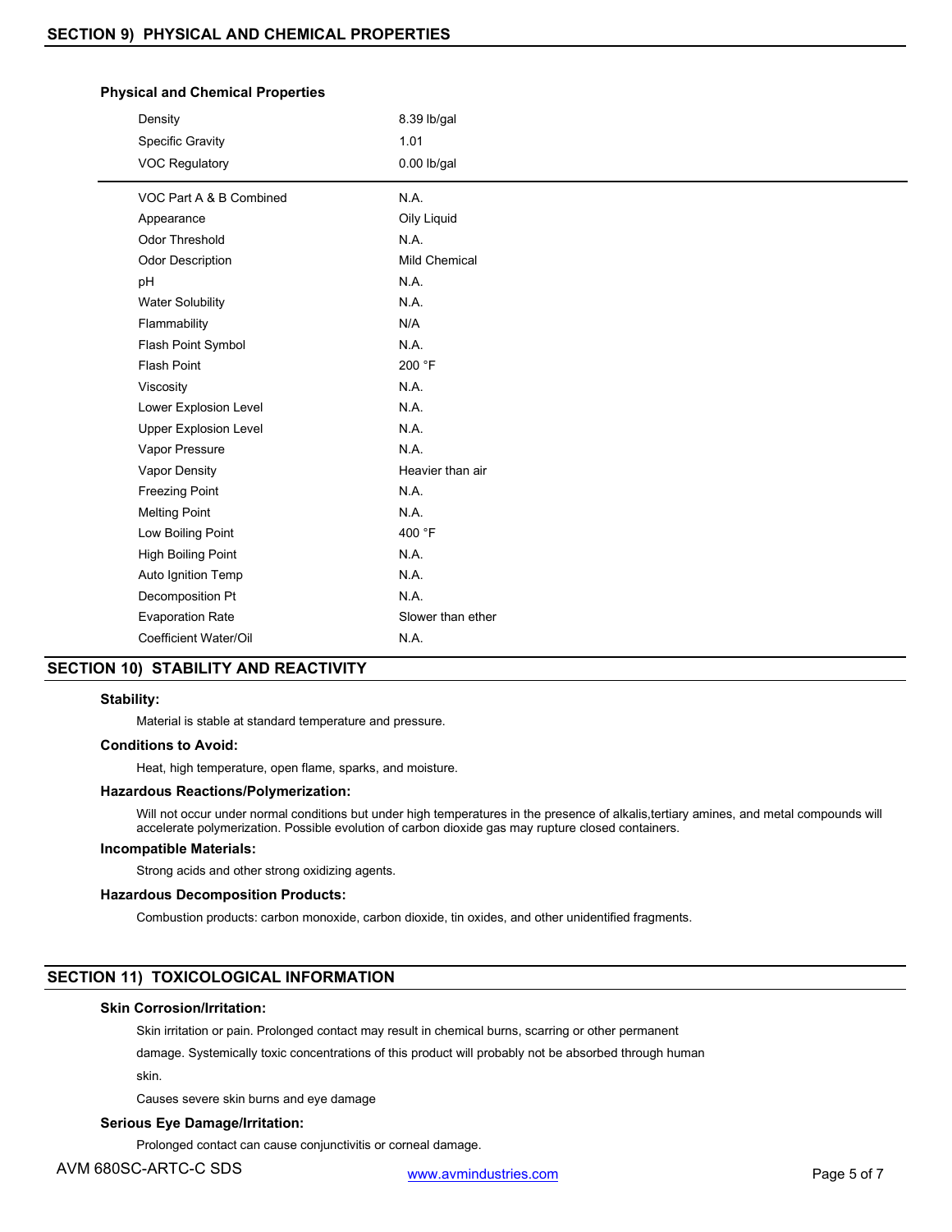## SECTION 9) PHYSICAL AND CHEMICAL PROPERTIES

### Physical and Chemical Properties

| Property | Value |
|---|---|
| Density | 8.39 lb/gal |
| Specific Gravity | 1.01 |
| VOC Regulatory | 0.00 lb/gal |
| VOC Part A & B Combined | N.A. |
| Appearance | Oily Liquid |
| Odor Threshold | N.A. |
| Odor Description | Mild Chemical |
| pH | N.A. |
| Water Solubility | N.A. |
| Flammability | N/A |
| Flash Point Symbol | N.A. |
| Flash Point | 200 °F |
| Viscosity | N.A. |
| Lower Explosion Level | N.A. |
| Upper Explosion Level | N.A. |
| Vapor Pressure | N.A. |
| Vapor Density | Heavier than air |
| Freezing Point | N.A. |
| Melting Point | N.A. |
| Low Boiling Point | 400 °F |
| High Boiling Point | N.A. |
| Auto Ignition Temp | N.A. |
| Decomposition Pt | N.A. |
| Evaporation Rate | Slower than ether |
| Coefficient Water/Oil | N.A. |

## SECTION 10) STABILITY AND REACTIVITY

**Stability:**

Material is stable at standard temperature and pressure.

**Conditions to Avoid:**

Heat, high temperature, open flame, sparks, and moisture.

**Hazardous Reactions/Polymerization:**

Will not occur under normal conditions but under high temperatures in the presence of alkalis,tertiary amines, and metal compounds will accelerate polymerization. Possible evolution of carbon dioxide gas may rupture closed containers.

**Incompatible Materials:**

Strong acids and other strong oxidizing agents.

**Hazardous Decomposition Products:**

Combustion products: carbon monoxide, carbon dioxide, tin oxides, and other unidentified fragments.

## SECTION 11) TOXICOLOGICAL INFORMATION

**Skin Corrosion/Irritation:**

Skin irritation or pain. Prolonged contact may result in chemical burns, scarring or other permanent damage. Systemically toxic concentrations of this product will probably not be absorbed through human skin.

Causes severe skin burns and eye damage

**Serious Eye Damage/Irritation:**

Prolonged contact can cause conjunctivitis or corneal damage.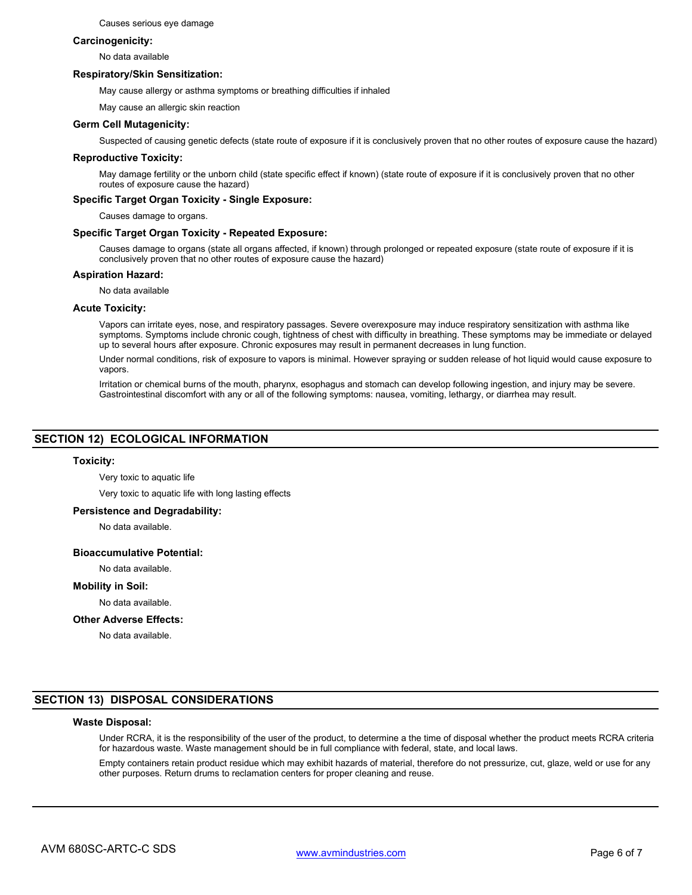Causes serious eye damage

**Carcinogenicity:**

No data available

**Respiratory/Skin Sensitization:**

May cause allergy or asthma symptoms or breathing difficulties if inhaled

May cause an allergic skin reaction

**Germ Cell Mutagenicity:**

Suspected of causing genetic defects (state route of exposure if it is conclusively proven that no other routes of exposure cause the hazard)

**Reproductive Toxicity:**

May damage fertility or the unborn child (state specific effect if known) (state route of exposure if it is conclusively proven that no other routes of exposure cause the hazard)

**Specific Target Organ Toxicity - Single Exposure:**

Causes damage to organs.

**Specific Target Organ Toxicity - Repeated Exposure:**

Causes damage to organs (state all organs affected, if known) through prolonged or repeated exposure (state route of exposure if it is conclusively proven that no other routes of exposure cause the hazard)

**Aspiration Hazard:**

No data available

**Acute Toxicity:**

Vapors can irritate eyes, nose, and respiratory passages. Severe overexposure may induce respiratory sensitization with asthma like symptoms. Symptoms include chronic cough, tightness of chest with difficulty in breathing. These symptoms may be immediate or delayed up to several hours after exposure. Chronic exposures may result in permanent decreases in lung function.

Under normal conditions, risk of exposure to vapors is minimal. However spraying or sudden release of hot liquid would cause exposure to vapors.

Irritation or chemical burns of the mouth, pharynx, esophagus and stomach can develop following ingestion, and injury may be severe. Gastrointestinal discomfort with any or all of the following symptoms: nausea, vomiting, lethargy, or diarrhea may result.

## SECTION 12) ECOLOGICAL INFORMATION

**Toxicity:**

Very toxic to aquatic life

Very toxic to aquatic life with long lasting effects

**Persistence and Degradability:**

No data available.

**Bioaccumulative Potential:**

No data available.

**Mobility in Soil:**

No data available.

**Other Adverse Effects:**

No data available.

## SECTION 13) DISPOSAL CONSIDERATIONS

**Waste Disposal:**

Under RCRA, it is the responsibility of the user of the product, to determine a the time of disposal whether the product meets RCRA criteria for hazardous waste. Waste management should be in full compliance with federal, state, and local laws.

Empty containers retain product residue which may exhibit hazards of material, therefore do not pressurize, cut, glaze, weld or use for any other purposes. Return drums to reclamation centers for proper cleaning and reuse.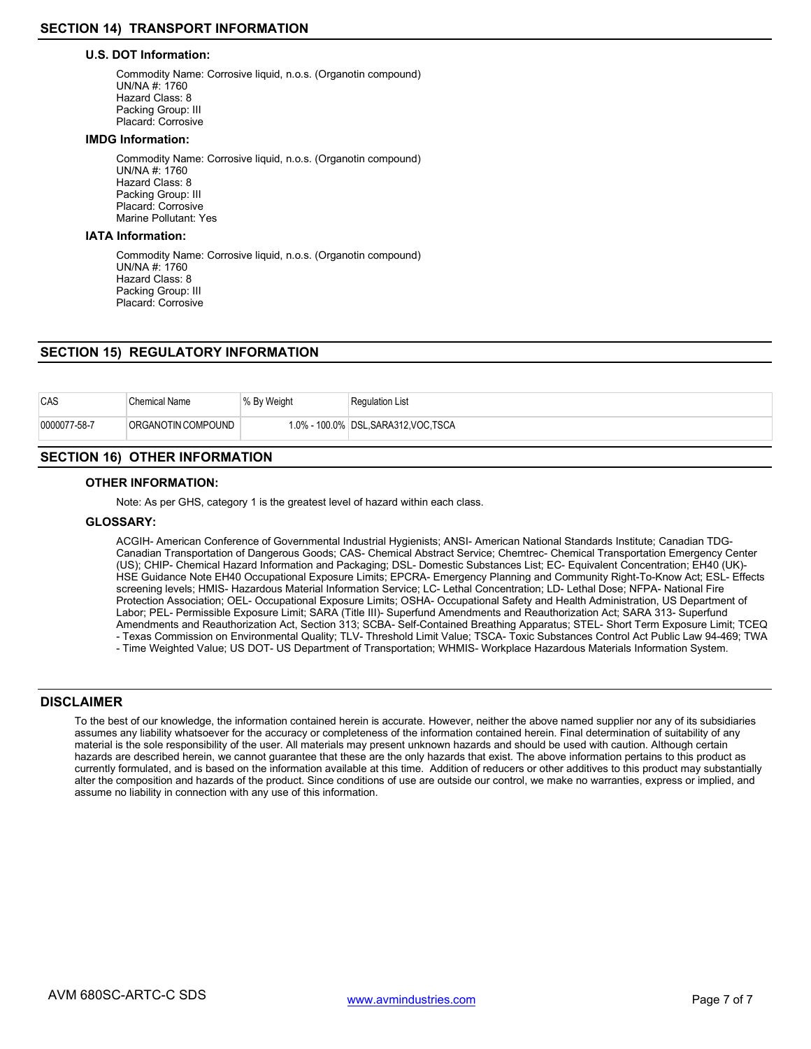## SECTION 14) TRANSPORT INFORMATION

### U.S. DOT Information:

Commodity Name: Corrosive liquid, n.o.s. (Organotin compound)
UN/NA #: 1760
Hazard Class: 8
Packing Group: III
Placard: Corrosive

### IMDG Information:

Commodity Name: Corrosive liquid, n.o.s. (Organotin compound)
UN/NA #: 1760
Hazard Class: 8
Packing Group: III
Placard: Corrosive
Marine Pollutant: Yes

### IATA Information:

Commodity Name: Corrosive liquid, n.o.s. (Organotin compound)
UN/NA #: 1760
Hazard Class: 8
Packing Group: III
Placard: Corrosive

## SECTION 15) REGULATORY INFORMATION

| CAS | Chemical Name | % By Weight | Regulation List |
|---|---|---|---|
| 0000077-58-7 | ORGANOTIN COMPOUND | 1.0% - 100.0% | DSL,SARA312,VOC,TSCA |

## SECTION 16) OTHER INFORMATION

### OTHER INFORMATION:

Note: As per GHS, category 1 is the greatest level of hazard within each class.

### GLOSSARY:

ACGIH- American Conference of Governmental Industrial Hygienists; ANSI- American National Standards Institute; Canadian TDG- Canadian Transportation of Dangerous Goods; CAS- Chemical Abstract Service; Chemtrec- Chemical Transportation Emergency Center (US); CHIP- Chemical Hazard Information and Packaging; DSL- Domestic Substances List; EC- Equivalent Concentration; EH40 (UK)- HSE Guidance Note EH40 Occupational Exposure Limits; EPCRA- Emergency Planning and Community Right-To-Know Act; ESL- Effects screening levels; HMIS- Hazardous Material Information Service; LC- Lethal Concentration; LD- Lethal Dose; NFPA- National Fire Protection Association; OEL- Occupational Exposure Limits; OSHA- Occupational Safety and Health Administration, US Department of Labor; PEL- Permissible Exposure Limit; SARA (Title III)- Superfund Amendments and Reauthorization Act; SARA 313- Superfund Amendments and Reauthorization Act, Section 313; SCBA- Self-Contained Breathing Apparatus; STEL- Short Term Exposure Limit; TCEQ - Texas Commission on Environmental Quality; TLV- Threshold Limit Value; TSCA- Toxic Substances Control Act Public Law 94-469; TWA - Time Weighted Value; US DOT- US Department of Transportation; WHMIS- Workplace Hazardous Materials Information System.

## DISCLAIMER

To the best of our knowledge, the information contained herein is accurate. However, neither the above named supplier nor any of its subsidiaries assumes any liability whatsoever for the accuracy or completeness of the information contained herein. Final determination of suitability of any material is the sole responsibility of the user. All materials may present unknown hazards and should be used with caution. Although certain hazards are described herein, we cannot guarantee that these are the only hazards that exist. The above information pertains to this product as currently formulated, and is based on the information available at this time. Addition of reducers or other additives to this product may substantially alter the composition and hazards of the product. Since conditions of use are outside our control, we make no warranties, express or implied, and assume no liability in connection with any use of this information.